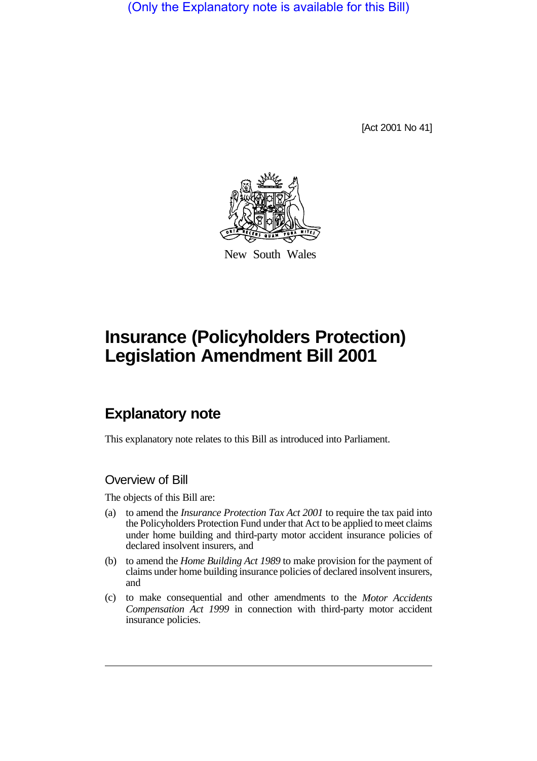(Only the Explanatory note is available for this Bill)

[Act 2001 No 41]

New South Wales

# Insurance (Policyholders Protection) Legislation Amendment Bill 2001

## Explanatory note

This explanatory note relates to this Bill as introduced into Parliament.

### Overview of Bill

The objects of this Bill are:

(a) to amend the *Insurance Protection Tax Act 2001* to require the tax paid into the Policyholders Protection Fund under that Act to be applied to meet claims under home building and third-party motor accident insurance policies of declared insolvent insurers, and

(b) to amend the *Home Building Act 1989* to make provision for the payment of claims under home building insurance policies of declared insolvent insurers, and

(c) to make consequential and other amendments to the *Motor Accidents Compensation Act 1999* in connection with third-party motor accident insurance policies.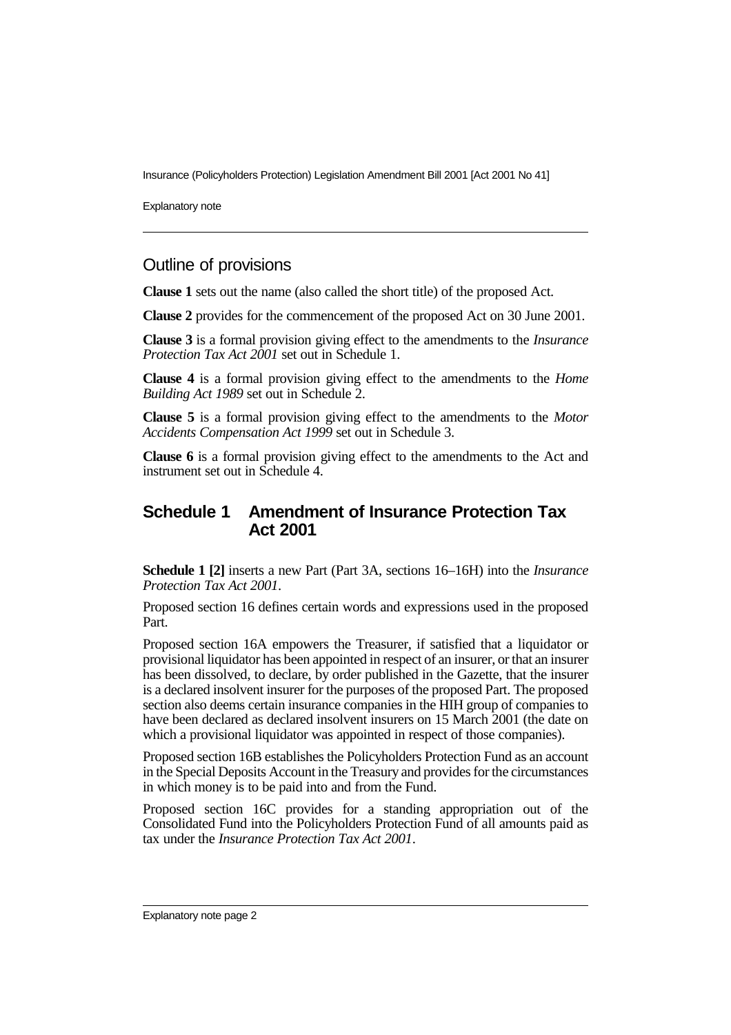## Outline of provisions

**Clause 1** sets out the name (also called the short title) of the proposed Act.

**Clause 2** provides for the commencement of the proposed Act on 30 June 2001.

**Clause 3** is a formal provision giving effect to the amendments to the *Insurance Protection Tax Act 2001* set out in Schedule 1.

**Clause 4** is a formal provision giving effect to the amendments to the *Home Building Act 1989* set out in Schedule 2.

**Clause 5** is a formal provision giving effect to the amendments to the *Motor Accidents Compensation Act 1999* set out in Schedule 3.

**Clause 6** is a formal provision giving effect to the amendments to the Act and instrument set out in Schedule 4.

## Schedule 1 Amendment of Insurance Protection Tax Act 2001

**Schedule 1 [2]** inserts a new Part (Part 3A, sections 16–16H) into the *Insurance Protection Tax Act 2001*.

Proposed section 16 defines certain words and expressions used in the proposed Part.

Proposed section 16A empowers the Treasurer, if satisfied that a liquidator or provisional liquidator has been appointed in respect of an insurer, or that an insurer has been dissolved, to declare, by order published in the Gazette, that the insurer is a declared insolvent insurer for the purposes of the proposed Part. The proposed section also deems certain insurance companies in the HIH group of companies to have been declared as declared insolvent insurers on 15 March 2001 (the date on which a provisional liquidator was appointed in respect of those companies).

Proposed section 16B establishes the Policyholders Protection Fund as an account in the Special Deposits Account in the Treasury and provides for the circumstances in which money is to be paid into and from the Fund.

Proposed section 16C provides for a standing appropriation out of the Consolidated Fund into the Policyholders Protection Fund of all amounts paid as tax under the *Insurance Protection Tax Act 2001*.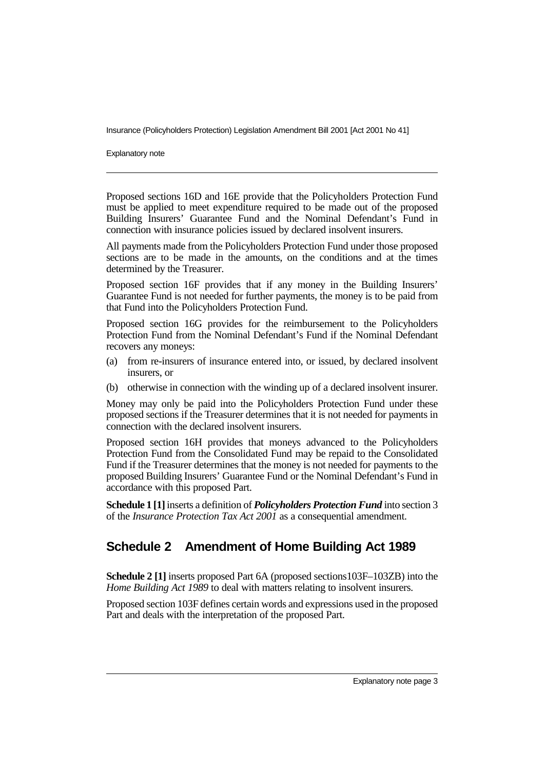Proposed sections 16D and 16E provide that the Policyholders Protection Fund must be applied to meet expenditure required to be made out of the proposed Building Insurers' Guarantee Fund and the Nominal Defendant's Fund in connection with insurance policies issued by declared insolvent insurers.

All payments made from the Policyholders Protection Fund under those proposed sections are to be made in the amounts, on the conditions and at the times determined by the Treasurer.

Proposed section 16F provides that if any money in the Building Insurers' Guarantee Fund is not needed for further payments, the money is to be paid from that Fund into the Policyholders Protection Fund.

Proposed section 16G provides for the reimbursement to the Policyholders Protection Fund from the Nominal Defendant's Fund if the Nominal Defendant recovers any moneys:

(a) from re-insurers of insurance entered into, or issued, by declared insolvent insurers, or

(b) otherwise in connection with the winding up of a declared insolvent insurer.

Money may only be paid into the Policyholders Protection Fund under these proposed sections if the Treasurer determines that it is not needed for payments in connection with the declared insolvent insurers.

Proposed section 16H provides that moneys advanced to the Policyholders Protection Fund from the Consolidated Fund may be repaid to the Consolidated Fund if the Treasurer determines that the money is not needed for payments to the proposed Building Insurers' Guarantee Fund or the Nominal Defendant's Fund in accordance with this proposed Part.

**Schedule 1 [1]** inserts a definition of ***Policyholders Protection Fund*** into section 3 of the *Insurance Protection Tax Act 2001* as a consequential amendment.

## Schedule 2 Amendment of Home Building Act 1989

**Schedule 2 [1]** inserts proposed Part 6A (proposed sections103F–103ZB) into the *Home Building Act 1989* to deal with matters relating to insolvent insurers.

Proposed section 103F defines certain words and expressions used in the proposed Part and deals with the interpretation of the proposed Part.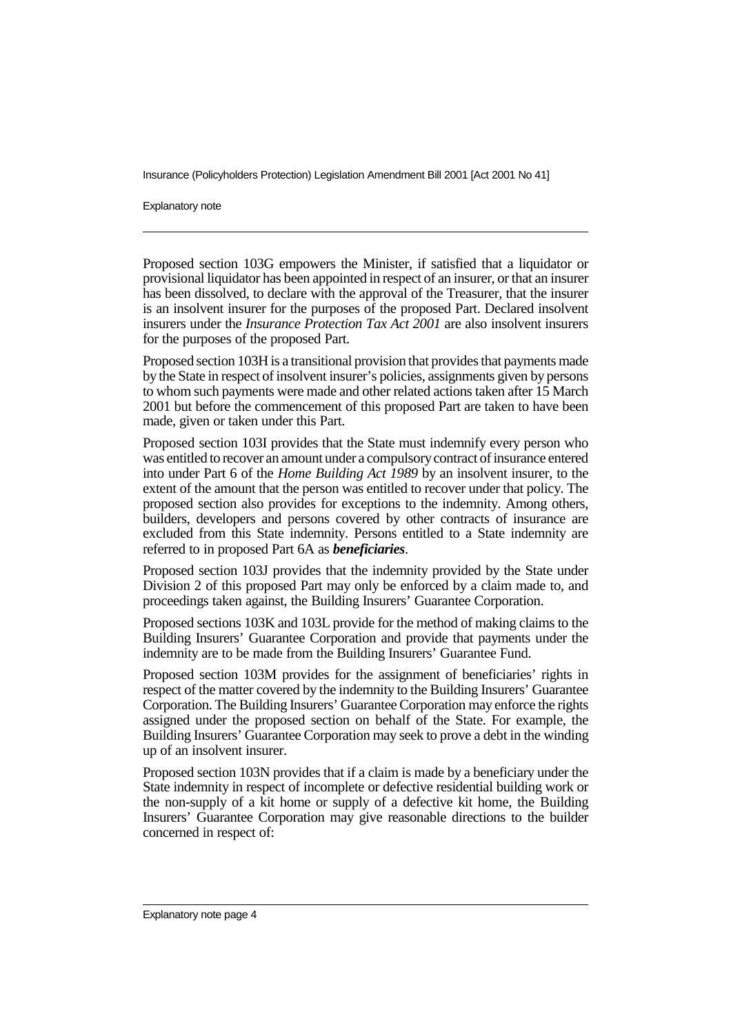Proposed section 103G empowers the Minister, if satisfied that a liquidator or provisional liquidator has been appointed in respect of an insurer, or that an insurer has been dissolved, to declare with the approval of the Treasurer, that the insurer is an insolvent insurer for the purposes of the proposed Part. Declared insolvent insurers under the *Insurance Protection Tax Act 2001* are also insolvent insurers for the purposes of the proposed Part.

Proposed section 103H is a transitional provision that provides that payments made by the State in respect of insolvent insurer's policies, assignments given by persons to whom such payments were made and other related actions taken after 15 March 2001 but before the commencement of this proposed Part are taken to have been made, given or taken under this Part.

Proposed section 103I provides that the State must indemnify every person who was entitled to recover an amount under a compulsory contract of insurance entered into under Part 6 of the *Home Building Act 1989* by an insolvent insurer, to the extent of the amount that the person was entitled to recover under that policy. The proposed section also provides for exceptions to the indemnity. Among others, builders, developers and persons covered by other contracts of insurance are excluded from this State indemnity. Persons entitled to a State indemnity are referred to in proposed Part 6A as ***beneficiaries***.

Proposed section 103J provides that the indemnity provided by the State under Division 2 of this proposed Part may only be enforced by a claim made to, and proceedings taken against, the Building Insurers' Guarantee Corporation.

Proposed sections 103K and 103L provide for the method of making claims to the Building Insurers' Guarantee Corporation and provide that payments under the indemnity are to be made from the Building Insurers' Guarantee Fund.

Proposed section 103M provides for the assignment of beneficiaries' rights in respect of the matter covered by the indemnity to the Building Insurers' Guarantee Corporation. The Building Insurers' Guarantee Corporation may enforce the rights assigned under the proposed section on behalf of the State. For example, the Building Insurers' Guarantee Corporation may seek to prove a debt in the winding up of an insolvent insurer.

Proposed section 103N provides that if a claim is made by a beneficiary under the State indemnity in respect of incomplete or defective residential building work or the non-supply of a kit home or supply of a defective kit home, the Building Insurers' Guarantee Corporation may give reasonable directions to the builder concerned in respect of: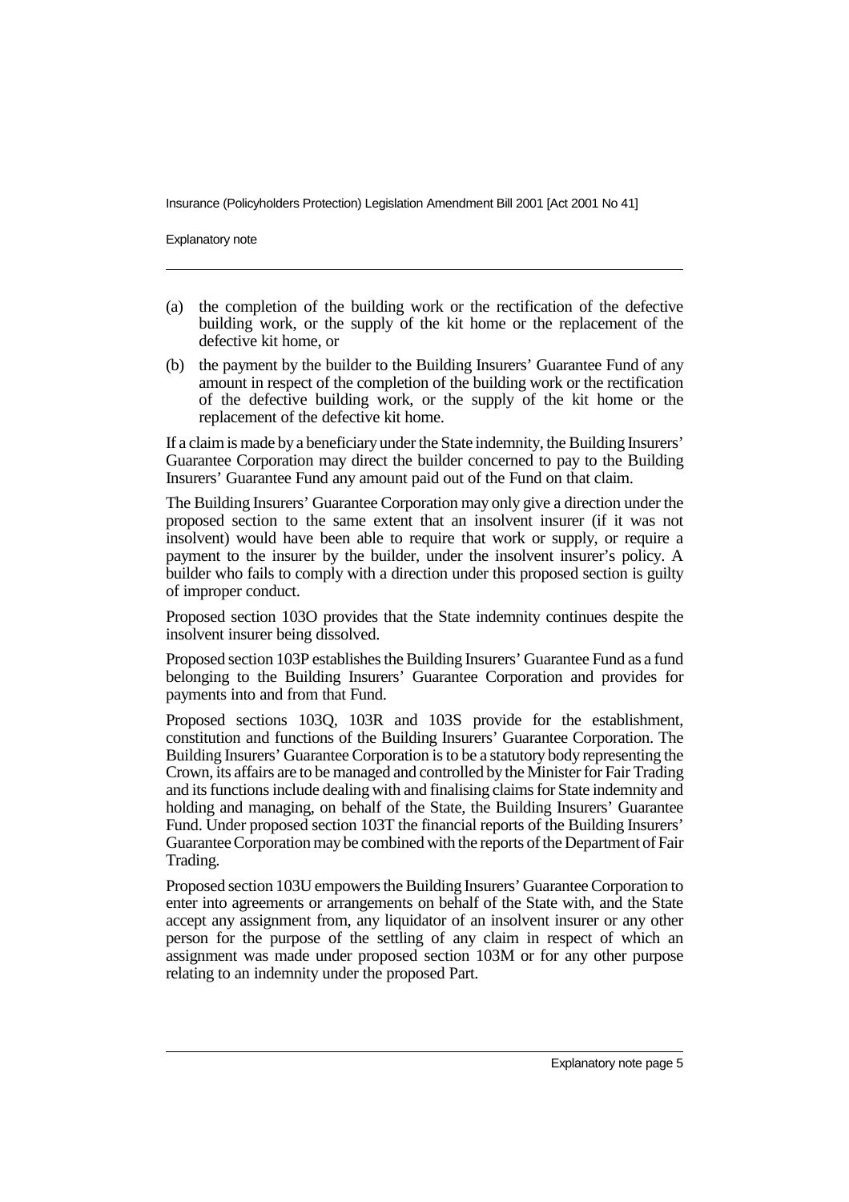(a) the completion of the building work or the rectification of the defective building work, or the supply of the kit home or the replacement of the defective kit home, or

(b) the payment by the builder to the Building Insurers' Guarantee Fund of any amount in respect of the completion of the building work or the rectification of the defective building work, or the supply of the kit home or the replacement of the defective kit home.

If a claim is made by a beneficiary under the State indemnity, the Building Insurers' Guarantee Corporation may direct the builder concerned to pay to the Building Insurers' Guarantee Fund any amount paid out of the Fund on that claim.

The Building Insurers' Guarantee Corporation may only give a direction under the proposed section to the same extent that an insolvent insurer (if it was not insolvent) would have been able to require that work or supply, or require a payment to the insurer by the builder, under the insolvent insurer's policy. A builder who fails to comply with a direction under this proposed section is guilty of improper conduct.

Proposed section 103O provides that the State indemnity continues despite the insolvent insurer being dissolved.

Proposed section 103P establishes the Building Insurers' Guarantee Fund as a fund belonging to the Building Insurers' Guarantee Corporation and provides for payments into and from that Fund.

Proposed sections 103Q, 103R and 103S provide for the establishment, constitution and functions of the Building Insurers' Guarantee Corporation. The Building Insurers' Guarantee Corporation is to be a statutory body representing the Crown, its affairs are to be managed and controlled by the Minister for Fair Trading and its functions include dealing with and finalising claims for State indemnity and holding and managing, on behalf of the State, the Building Insurers' Guarantee Fund. Under proposed section 103T the financial reports of the Building Insurers' Guarantee Corporation may be combined with the reports of the Department of Fair Trading.

Proposed section 103U empowers the Building Insurers' Guarantee Corporation to enter into agreements or arrangements on behalf of the State with, and the State accept any assignment from, any liquidator of an insolvent insurer or any other person for the purpose of the settling of any claim in respect of which an assignment was made under proposed section 103M or for any other purpose relating to an indemnity under the proposed Part.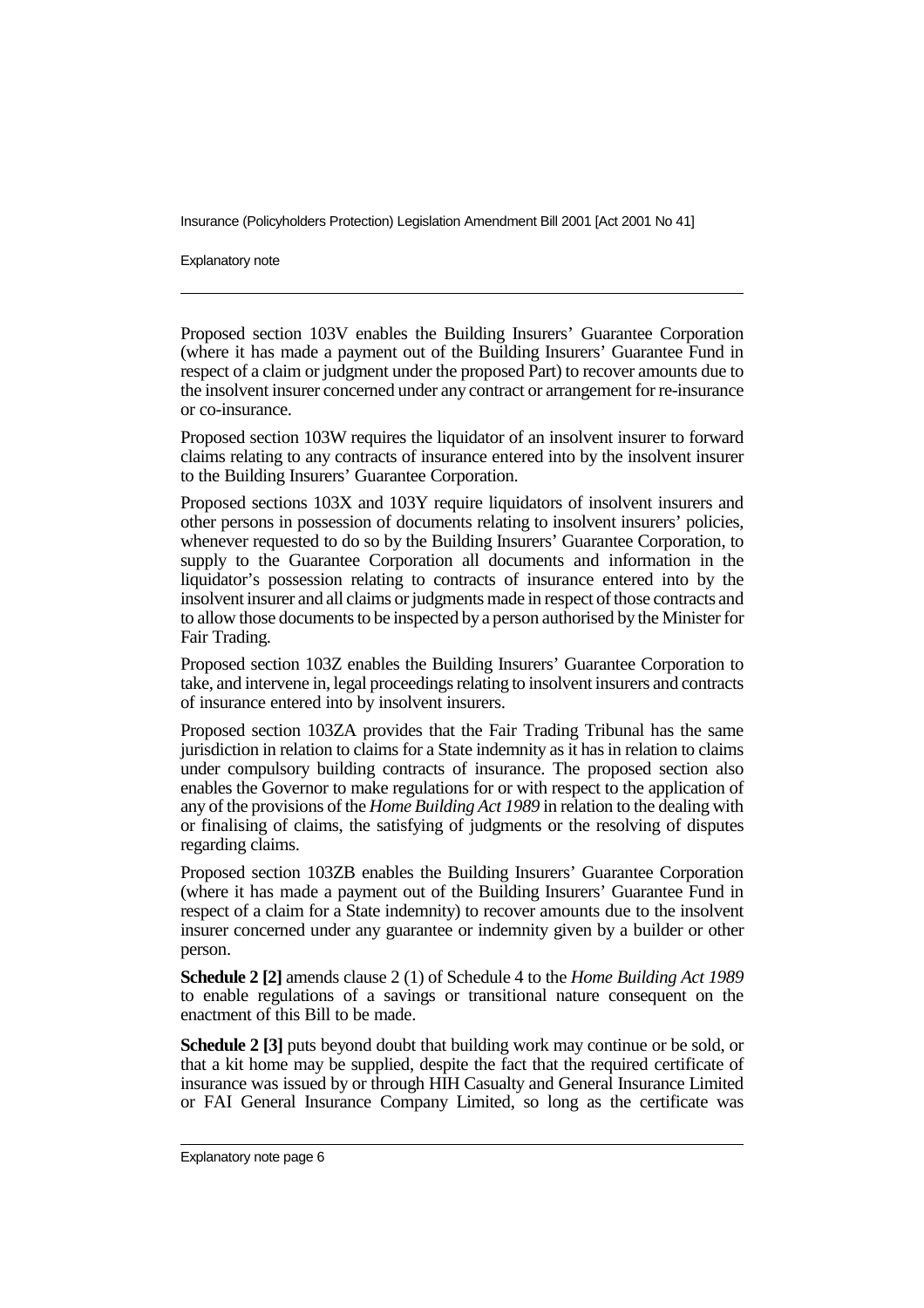Proposed section 103V enables the Building Insurers' Guarantee Corporation (where it has made a payment out of the Building Insurers' Guarantee Fund in respect of a claim or judgment under the proposed Part) to recover amounts due to the insolvent insurer concerned under any contract or arrangement for re-insurance or co-insurance.

Proposed section 103W requires the liquidator of an insolvent insurer to forward claims relating to any contracts of insurance entered into by the insolvent insurer to the Building Insurers' Guarantee Corporation.

Proposed sections 103X and 103Y require liquidators of insolvent insurers and other persons in possession of documents relating to insolvent insurers' policies, whenever requested to do so by the Building Insurers' Guarantee Corporation, to supply to the Guarantee Corporation all documents and information in the liquidator's possession relating to contracts of insurance entered into by the insolvent insurer and all claims or judgments made in respect of those contracts and to allow those documents to be inspected by a person authorised by the Minister for Fair Trading.

Proposed section 103Z enables the Building Insurers' Guarantee Corporation to take, and intervene in, legal proceedings relating to insolvent insurers and contracts of insurance entered into by insolvent insurers.

Proposed section 103ZA provides that the Fair Trading Tribunal has the same jurisdiction in relation to claims for a State indemnity as it has in relation to claims under compulsory building contracts of insurance. The proposed section also enables the Governor to make regulations for or with respect to the application of any of the provisions of the *Home Building Act 1989* in relation to the dealing with or finalising of claims, the satisfying of judgments or the resolving of disputes regarding claims.

Proposed section 103ZB enables the Building Insurers' Guarantee Corporation (where it has made a payment out of the Building Insurers' Guarantee Fund in respect of a claim for a State indemnity) to recover amounts due to the insolvent insurer concerned under any guarantee or indemnity given by a builder or other person.

**Schedule 2 [2]** amends clause 2 (1) of Schedule 4 to the *Home Building Act 1989* to enable regulations of a savings or transitional nature consequent on the enactment of this Bill to be made.

**Schedule 2 [3]** puts beyond doubt that building work may continue or be sold, or that a kit home may be supplied, despite the fact that the required certificate of insurance was issued by or through HIH Casualty and General Insurance Limited or FAI General Insurance Company Limited, so long as the certificate was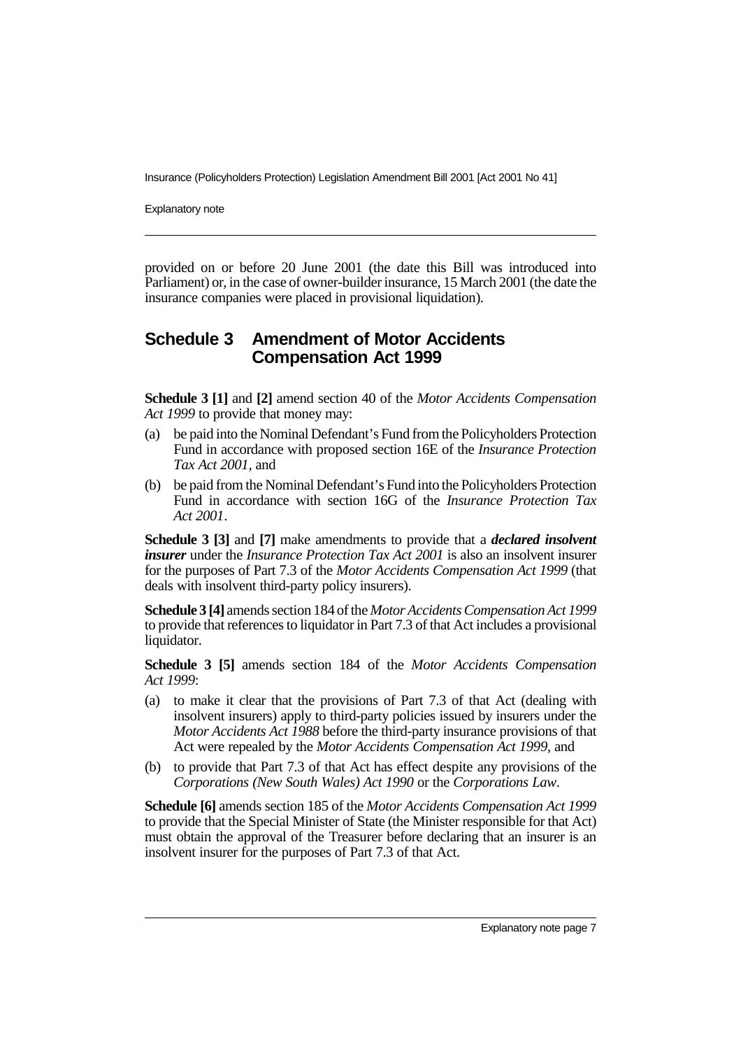provided on or before 20 June 2001 (the date this Bill was introduced into Parliament) or, in the case of owner-builder insurance, 15 March 2001 (the date the insurance companies were placed in provisional liquidation).

## Schedule 3 Amendment of Motor Accidents Compensation Act 1999

**Schedule 3 [1]** and **[2]** amend section 40 of the *Motor Accidents Compensation Act 1999* to provide that money may:

(a) be paid into the Nominal Defendant's Fund from the Policyholders Protection Fund in accordance with proposed section 16E of the *Insurance Protection Tax Act 2001*, and

(b) be paid from the Nominal Defendant's Fund into the Policyholders Protection Fund in accordance with section 16G of the *Insurance Protection Tax Act 2001*.

**Schedule 3 [3]** and **[7]** make amendments to provide that a ***declared insolvent insurer*** under the *Insurance Protection Tax Act 2001* is also an insolvent insurer for the purposes of Part 7.3 of the *Motor Accidents Compensation Act 1999* (that deals with insolvent third-party policy insurers).

**Schedule 3 [4]** amends section 184 of the *Motor Accidents Compensation Act 1999* to provide that references to liquidator in Part 7.3 of that Act includes a provisional liquidator.

**Schedule 3 [5]** amends section 184 of the *Motor Accidents Compensation Act 1999*:

(a) to make it clear that the provisions of Part 7.3 of that Act (dealing with insolvent insurers) apply to third-party policies issued by insurers under the *Motor Accidents Act 1988* before the third-party insurance provisions of that Act were repealed by the *Motor Accidents Compensation Act 1999*, and

(b) to provide that Part 7.3 of that Act has effect despite any provisions of the *Corporations (New South Wales) Act 1990* or the *Corporations Law*.

**Schedule [6]** amends section 185 of the *Motor Accidents Compensation Act 1999* to provide that the Special Minister of State (the Minister responsible for that Act) must obtain the approval of the Treasurer before declaring that an insurer is an insolvent insurer for the purposes of Part 7.3 of that Act.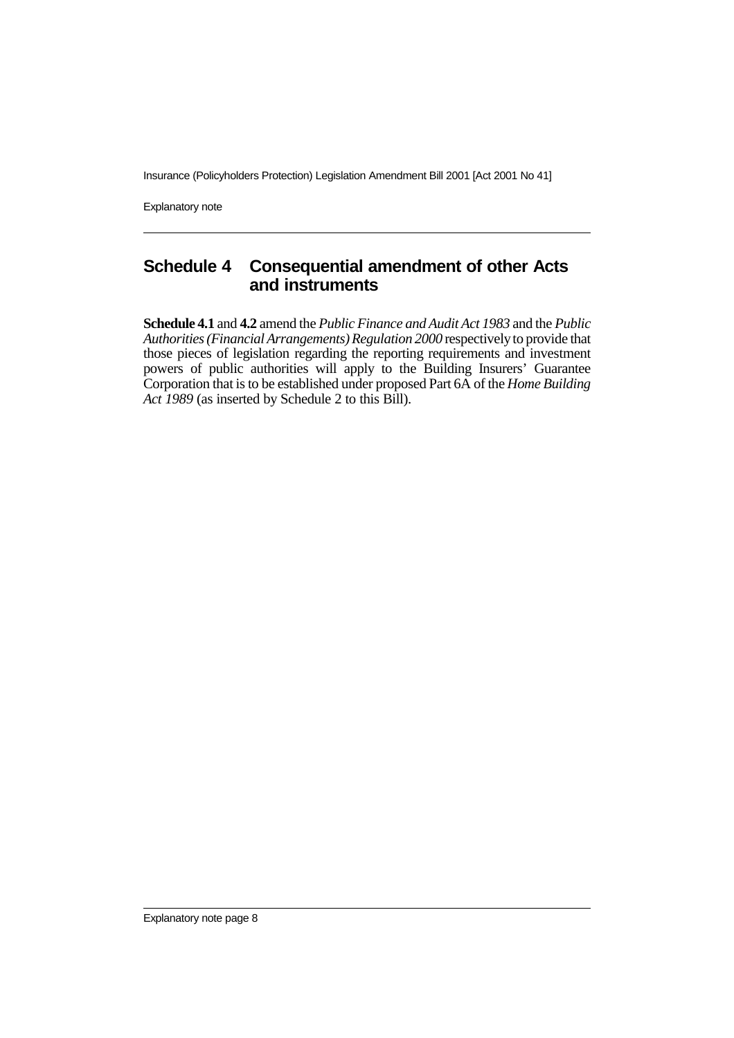## Schedule 4 Consequential amendment of other Acts and instruments

**Schedule 4.1** and **4.2** amend the *Public Finance and Audit Act 1983* and the *Public Authorities (Financial Arrangements) Regulation 2000* respectively to provide that those pieces of legislation regarding the reporting requirements and investment powers of public authorities will apply to the Building Insurers' Guarantee Corporation that is to be established under proposed Part 6A of the *Home Building Act 1989* (as inserted by Schedule 2 to this Bill).